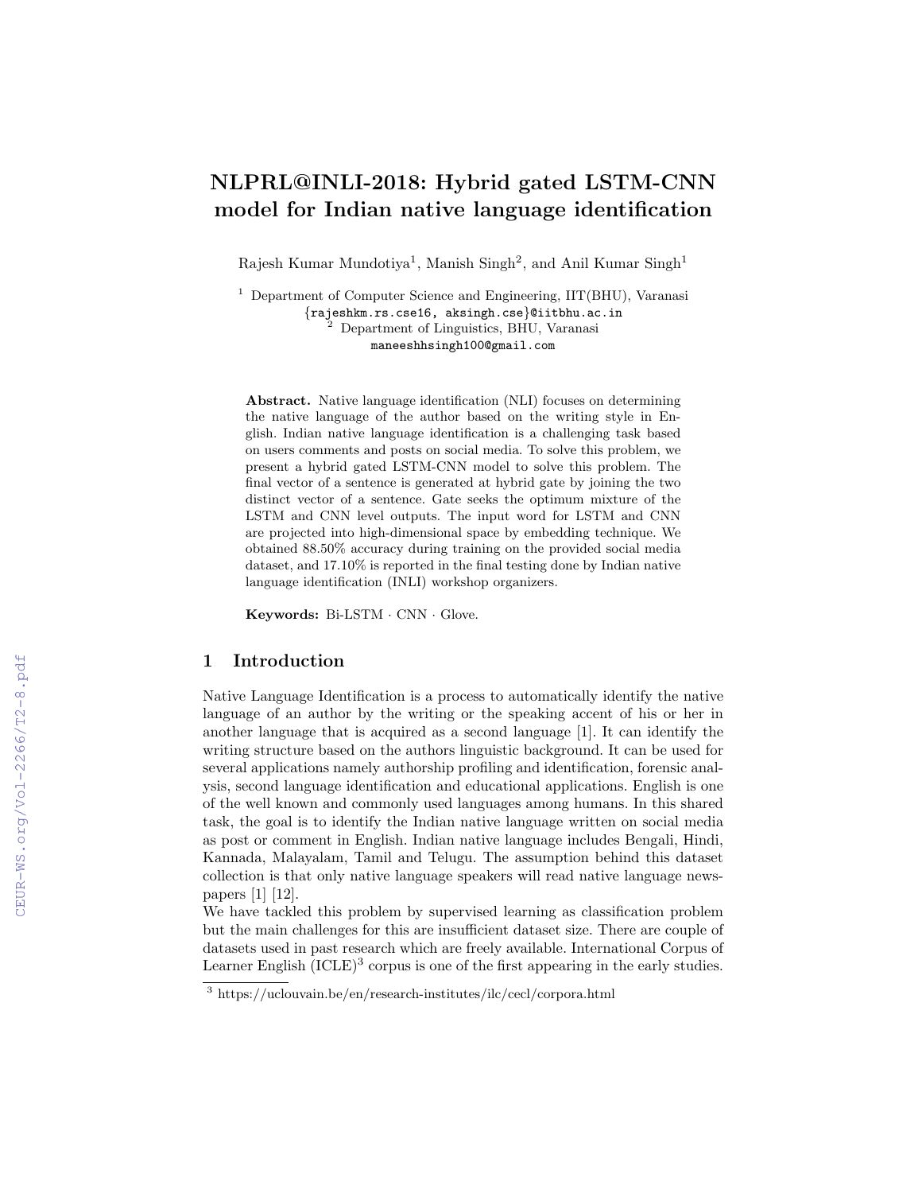// NLPRL@INLI-2018: Hybrid gated LSTM-CNN model for Indian native language identification

Rajesh Kumar Mundotiya[1], Manish Singh[2], and Anil Kumar Singh[1]

[1] Department of Computer Science and Engineering, IIT(BHU), Varanasi
{rajeshkm.rs.cse16, aksingh.cse}@iitbhu.ac.in
[2] Department of Linguistics, BHU, Varanasi
maneeshhsingh100@gmail.com

**Abstract.** Native language identification (NLI) focuses on determining the native language of the author based on the writing style in English. Indian native language identification is a challenging task based on users comments and posts on social media. To solve this problem, we present a hybrid gated LSTM-CNN model to solve this problem. The final vector of a sentence is generated at hybrid gate by joining the two distinct vector of a sentence. Gate seeks the optimum mixture of the LSTM and CNN level outputs. The input word for LSTM and CNN are projected into high-dimensional space by embedding technique. We obtained 88.50% accuracy during training on the provided social media dataset, and 17.10% is reported in the final testing done by Indian native language identification (INLI) workshop organizers.

**Keywords:** Bi-LSTM · CNN · Glove.

## 1 Introduction

Native Language Identification is a process to automatically identify the native language of an author by the writing or the speaking accent of his or her in another language that is acquired as a second language [1]. It can identify the writing structure based on the authors linguistic background. It can be used for several applications namely authorship profiling and identification, forensic analysis, second language identification and educational applications. English is one of the well known and commonly used languages among humans. In this shared task, the goal is to identify the Indian native language written on social media as post or comment in English. Indian native language includes Bengali, Hindi, Kannada, Malayalam, Tamil and Telugu. The assumption behind this dataset collection is that only native language speakers will read native language newspapers [1] [12].

We have tackled this problem by supervised learning as classification problem but the main challenges for this are insufficient dataset size. There are couple of datasets used in past research which are freely available. International Corpus of Learner English (ICLE)[3] corpus is one of the first appearing in the early studies.

[3] https://uclouvain.be/en/research-institutes/ilc/cecl/corpora.html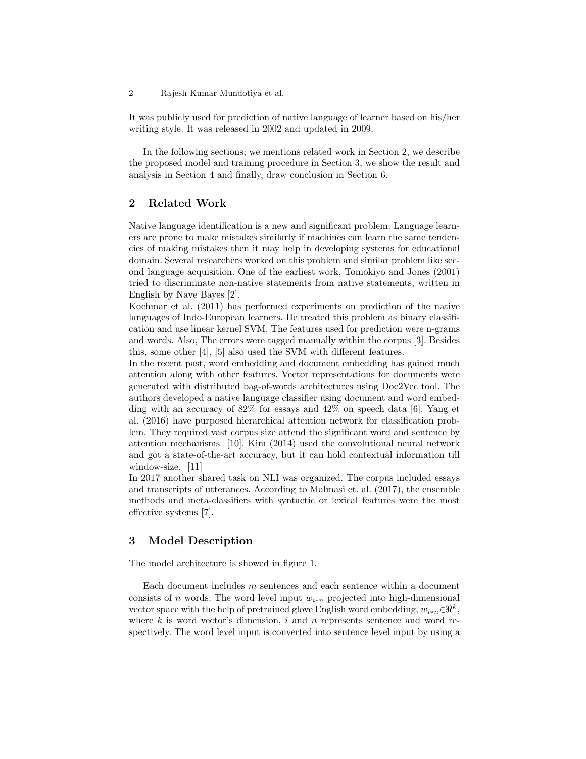It was publicly used for prediction of native language of learner based on his/her writing style. It was released in 2002 and updated in 2009.

In the following sections; we mentions related work in Section 2, we describe the proposed model and training procedure in Section 3, we show the result and analysis in Section 4 and finally, draw conclusion in Section 6.

## 2 Related Work

Native language identification is a new and significant problem. Language learners are prone to make mistakes similarly if machines can learn the same tendencies of making mistakes then it may help in developing systems for educational domain. Several researchers worked on this problem and similar problem like second language acquisition. One of the earliest work, Tomokiyo and Jones (2001) tried to discriminate non-native statements from native statements, written in English by Nave Bayes [2].

Kochmar et al. (2011) has performed experiments on prediction of the native languages of Indo-European learners. He treated this problem as binary classification and use linear kernel SVM. The features used for prediction were n-grams and words. Also, The errors were tagged manually within the corpus [3]. Besides this, some other [4], [5] also used the SVM with different features.

In the recent past, word embedding and document embedding has gained much attention along with other features. Vector representations for documents were generated with distributed bag-of-words architectures using Doc2Vec tool. The authors developed a native language classifier using document and word embedding with an accuracy of 82% for essays and 42% on speech data [6]. Yang et al. (2016) have purposed hierarchical attention network for classification problem. They required vast corpus size attend the significant word and sentence by attention mechanisms [10]. Kim (2014) used the convolutional neural network and got a state-of-the-art accuracy, but it can hold contextual information till window-size. [11]

In 2017 another shared task on NLI was organized. The corpus included essays and transcripts of utterances. According to Malmasi et. al. (2017), the ensemble methods and meta-classifiers with syntactic or lexical features were the most effective systems [7].

## 3 Model Description

The model architecture is showed in figure 1.

Each document includes $m$ sentences and each sentence within a document consists of $n$ words. The word level input $w_{i*n}$ projected into high-dimensional vector space with the help of pretrained glove English word embedding, $w_{i*n} \in \Re^k$, where $k$ is word vector's dimension, $i$ and $n$ represents sentence and word respectively. The word level input is converted into sentence level input by using a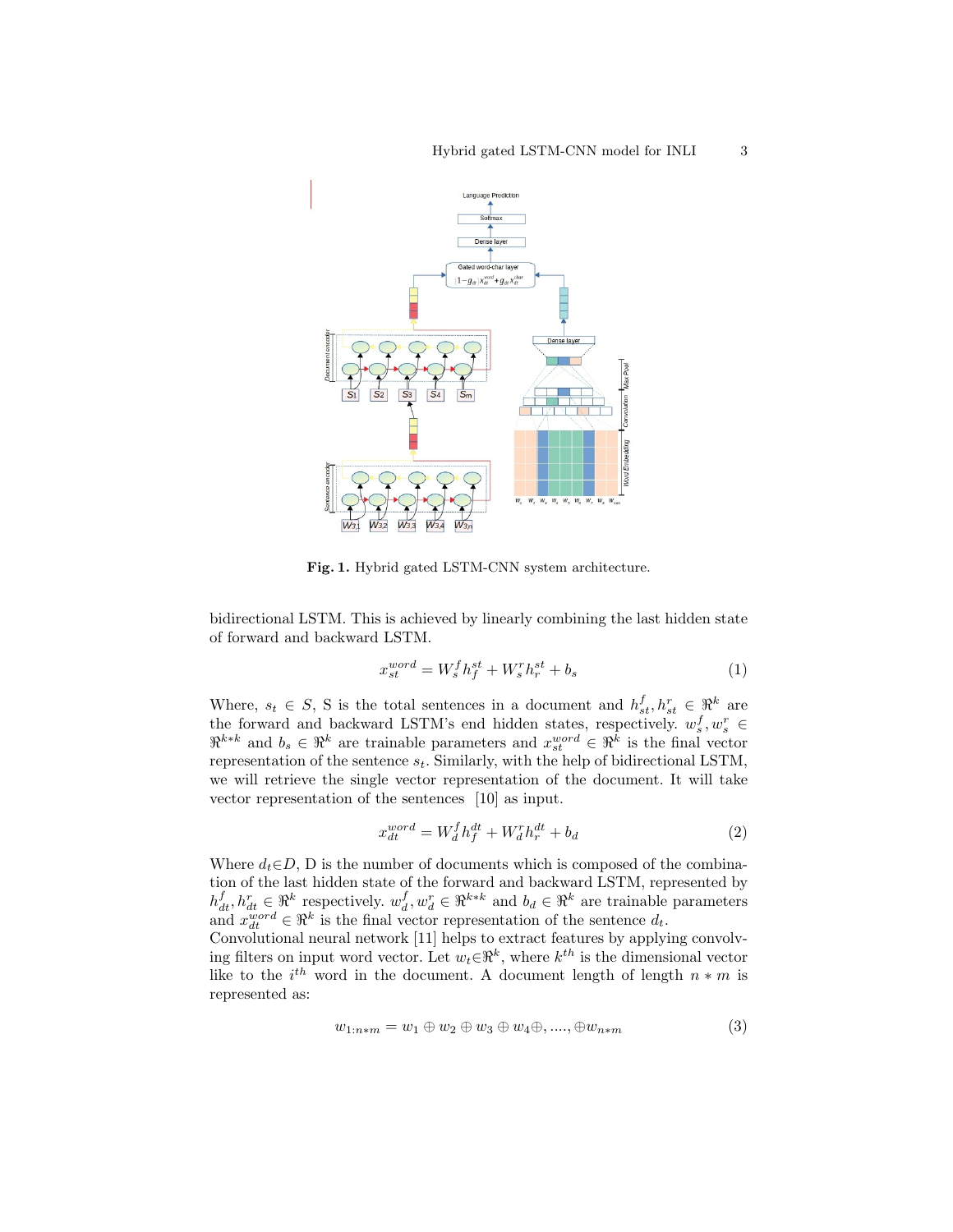Fig. 1. Hybrid gated LSTM-CNN system architecture.

bidirectional LSTM. This is achieved by linearly combining the last hidden state of forward and backward LSTM.

$$x_{st}^{word} = W_s^f h_f^{st} + W_s^r h_r^{st} + b_s \tag{1}$$

Where, $s_t \in S$, S is the total sentences in a document and $h_{st}^f, h_{st}^r \in \Re^k$ are the forward and backward LSTM's end hidden states, respectively. $w_s^f, w_s^r \in \Re^{k*k}$ and $b_s \in \Re^k$ are trainable parameters and $x_{st}^{word} \in \Re^k$ is the final vector representation of the sentence $s_t$. Similarly, with the help of bidirectional LSTM, we will retrieve the single vector representation of the document. It will take vector representation of the sentences [10] as input.

$$x_{dt}^{word} = W_d^f h_f^{dt} + W_d^r h_r^{dt} + b_d \tag{2}$$

Where $d_t \in D$, D is the number of documents which is composed of the combination of the last hidden state of forward and backward LSTM, represented by $h_{dt}^f, h_{dt}^r \in \Re^k$ respectively. $w_d^f, w_d^r \in \Re^{k*k}$ and $b_d \in \Re^k$ are trainable parameters and $x_{dt}^{word} \in \Re^k$ is the final vector representation of the sentence $d_t$.
Convolutional neural network [11] helps to extract features by applying convolving filters on input word vector. Let $w_t \in \Re^k$, where $k^{th}$ is the dimensional vector like to the $i^{th}$ word in the document. A document length of length $n * m$ is represented as:

$$w_{1:n*m} = w_1 \oplus w_2 \oplus w_3 \oplus w_4 \oplus, ...., \oplus w_{n*m} \tag{3}$$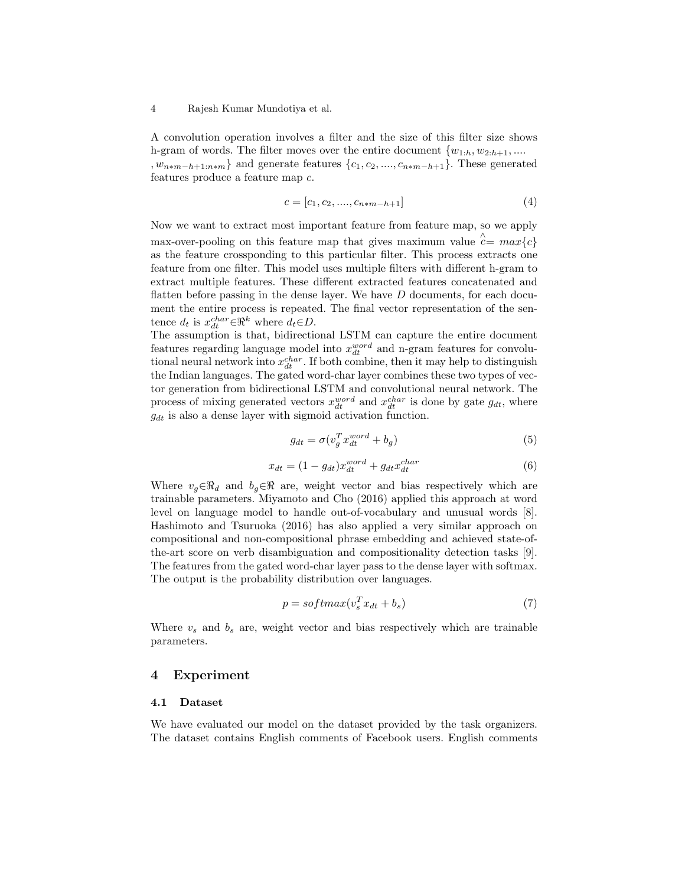A convolution operation involves a filter and the size of this filter size shows h-gram of words. The filter moves over the entire document $\{w_{1:h}, w_{2:h+1}, ....$ $, w_{n*m-h+1:n*m}\}$ and generate features $\{c_1, c_2, ...., c_{n*m-h+1}\}$. These generated features produce a feature map $c$.

$$c = [c_1, c_2, ...., c_{n*m-h+1}] \tag{4}$$

Now we want to extract most important feature from feature map, so we apply max-over-pooling on this feature map that gives maximum value $\overset{\wedge}{c} = max\{c\}$ as the feature crossponding to this particular filter. This process extracts one feature from one filter. This model uses multiple filters with different h-gram to extract multiple features. These different extracted features concatenated and flatten before passing in the dense layer. We have $D$ documents, for each document the entire process is repeated. The final vector representation of the sentence $d_t$ is $x_{dt}^{char} \in \Re^k$ where $d_t \in D$.

The assumption is that, bidirectional LSTM can capture the entire document features regarding language model into $x_{dt}^{word}$ and n-gram features for convolutional neural network into $x_{dt}^{char}$. If both combine, then it may help to distinguish the Indian languages. The gated word-char layer combines these two types of vector generation from bidirectional LSTM and convolutional neural network. The process of mixing generated vectors $x_{dt}^{word}$ and $x_{dt}^{char}$ is done by gate $g_{dt}$, where $g_{dt}$ is also a dense layer with sigmoid activation function.

$$g_{dt} = \sigma(v_g^T x_{dt}^{word} + b_g) \tag{5}$$

$$x_{dt} = (1 - g_{dt}) x_{dt}^{word} + g_{dt} x_{dt}^{char} \tag{6}$$

Where $v_g \in \Re_d$ and $b_g \in \Re$ are, weight vector and bias respectively which are trainable parameters. Miyamoto and Cho (2016) applied this approach at word level on language model to handle out-of-vocabulary and unusual words [8]. Hashimoto and Tsuruoka (2016) has also applied a very similar approach on compositional and non-compositional phrase embedding and achieved state-of-the-art score on verb disambiguation and compositionality detection tasks [9]. The features from the gated word-char layer pass to the dense layer with softmax. The output is the probability distribution over languages.

$$p = softmax(v_s^T x_{dt} + b_s) \tag{7}$$

Where $v_s$ and $b_s$ are, weight vector and bias respectively which are trainable parameters.

## 4 Experiment

### 4.1 Dataset

We have evaluated our model on the dataset provided by the task organizers. The dataset contains English comments of Facebook users. English comments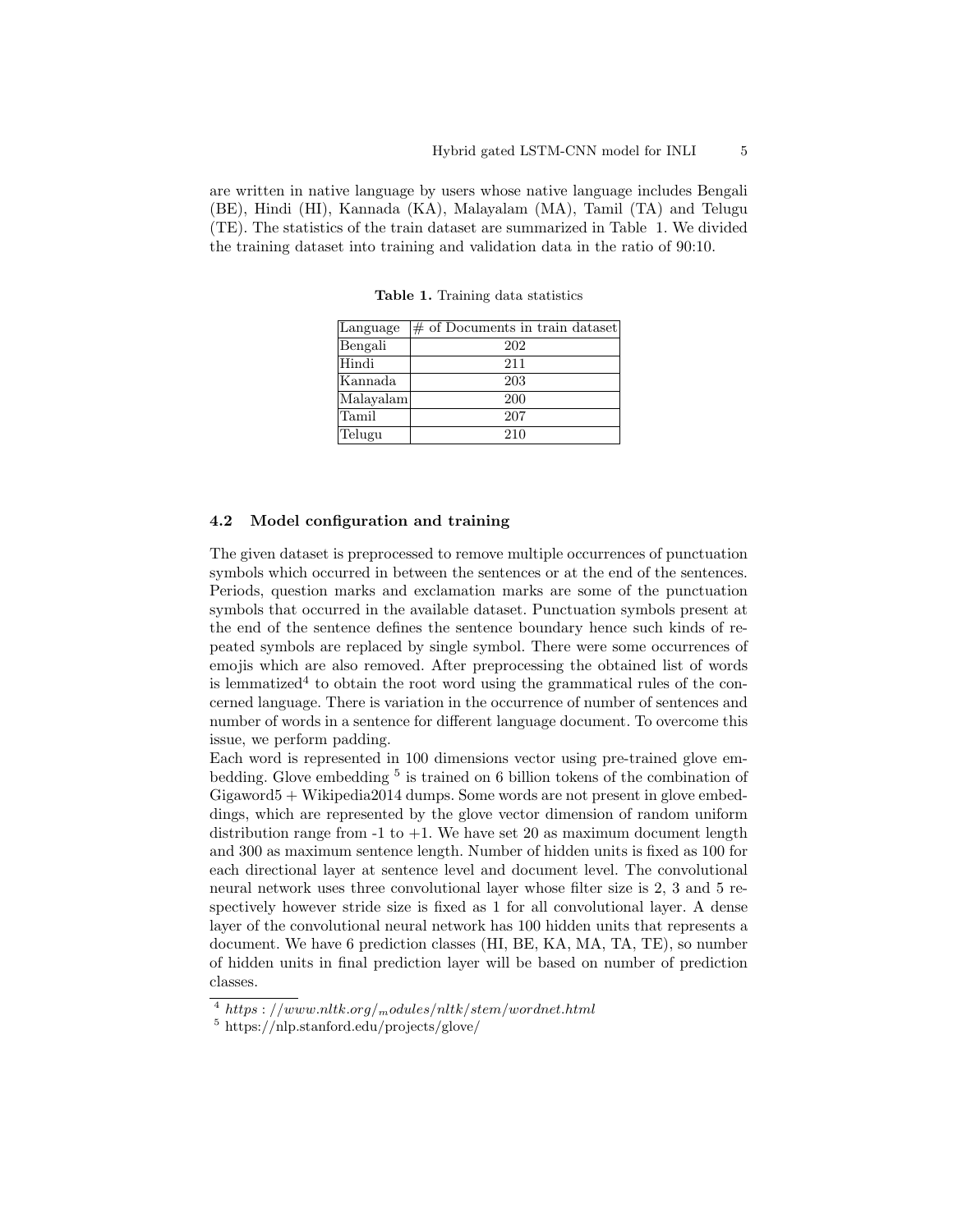are written in native language by users whose native language includes Bengali (BE), Hindi (HI), Kannada (KA), Malayalam (MA), Tamil (TA) and Telugu (TE). The statistics of the train dataset are summarized in Table 1. We divided the training dataset into training and validation data in the ratio of 90:10.

**Table 1.** Training data statistics

| Language | # of Documents in train dataset |
|---|---|
| Bengali | 202 |
| Hindi | 211 |
| Kannada | 203 |
| Malayalam | 200 |
| Tamil | 207 |
| Telugu | 210 |

### 4.2 Model configuration and training

The given dataset is preprocessed to remove multiple occurrences of punctuation symbols which occurred in between the sentences or at the end of the sentences. Periods, question marks and exclamation marks are some of the punctuation symbols that occurred in the available dataset. Punctuation symbols present at the end of the sentence defines the sentence boundary hence such kinds of repeated symbols are replaced by single symbol. There were some occurrences of emojis which are also removed. After preprocessing the obtained list of words is lemmatized[4] to obtain the root word using the grammatical rules of the concerned language. There is variation in the occurrence of number of sentences and number of words in a sentence for different language document. To overcome this issue, we perform padding.
Each word is represented in 100 dimensions vector using pre-trained glove embedding. Glove embedding [5] is trained on 6 billion tokens of the combination of Gigaword5 + Wikipedia2014 dumps. Some words are not present in glove embeddings, which are represented by the glove vector dimension of random uniform distribution range from -1 to +1. We have set 20 as maximum document length and 300 as maximum sentence length. Number of hidden units is fixed as 100 for each directional layer at sentence level and document level. The convolutional neural network uses three convolutional layer whose filter size is 2, 3 and 5 respectively however stride size is fixed as 1 for all convolutional layer. A dense layer of the convolutional neural network has 100 hidden units that represents a document. We have 6 prediction classes (HI, BE, KA, MA, TA, TE), so number of hidden units in final prediction layer will be based on number of prediction classes.

[4] *https://www.nltk.org/_modules/nltk/stem/wordnet.html*

[5] https://nlp.stanford.edu/projects/glove/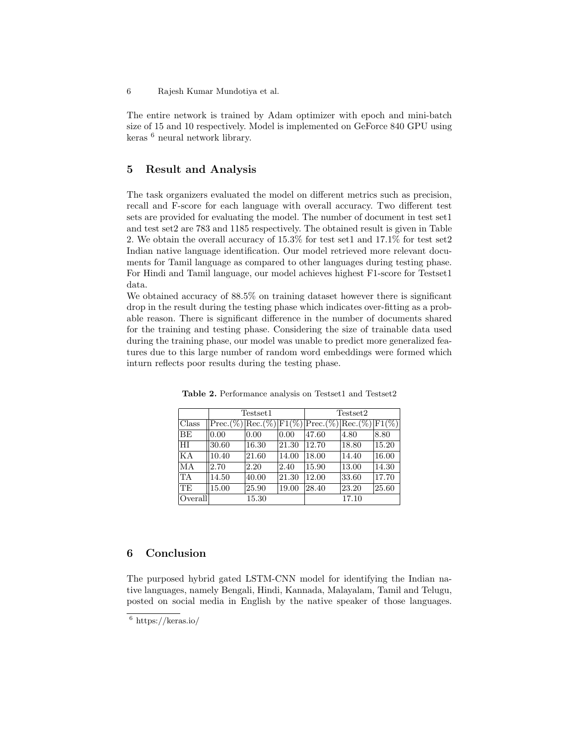The entire network is trained by Adam optimizer with epoch and mini-batch size of 15 and 10 respectively. Model is implemented on GeForce 840 GPU using keras [6] neural network library.

## 5 Result and Analysis

The task organizers evaluated the model on different metrics such as precision, recall and F-score for each language with overall accuracy. Two different test sets are provided for evaluating the model. The number of document in test set1 and test set2 are 783 and 1185 respectively. The obtained result is given in Table 2. We obtain the overall accuracy of 15.3% for test set1 and 17.1% for test set2 Indian native language identification. Our model retrieved more relevant documents for Tamil language as compared to other languages during testing phase. For Hindi and Tamil language, our model achieves highest F1-score for Testset1 data.

We obtained accuracy of 88.5% on training dataset however there is significant drop in the result during the testing phase which indicates over-fitting as a probable reason. There is significant difference in the number of documents shared for the training and testing phase. Considering the size of trainable data used during the training phase, our model was unable to predict more generalized features due to this large number of random word embeddings were formed which inturn reflects poor results during the testing phase.

**Table 2.** Performance analysis on Testset1 and Testset2

| | Testset1 | | | Testset2 | | |
|---|---|---|---|---|---|---|
| Class | Prec.(%) | Rec.(%) | F1(%) | Prec.(%) | Rec.(%) | F1(%) |
| BE | 0.00 | 0.00 | 0.00 | 47.60 | 4.80 | 8.80 |
| HI | 30.60 | 16.30 | 21.30 | 12.70 | 18.80 | 15.20 |
| KA | 10.40 | 21.60 | 14.00 | 18.00 | 14.40 | 16.00 |
| MA | 2.70 | 2.20 | 2.40 | 15.90 | 13.00 | 14.30 |
| TA | 14.50 | 40.00 | 21.30 | 12.00 | 33.60 | 17.70 |
| TE | 15.00 | 25.90 | 19.00 | 28.40 | 23.20 | 25.60 |
| Overall | 15.30 | | | 17.10 | | |

## 6 Conclusion

The purposed hybrid gated LSTM-CNN model for identifying the Indian native languages, namely Bengali, Hindi, Kannada, Malayalam, Tamil and Telugu, posted on social media in English by the native speaker of those languages.

[6] https://keras.io/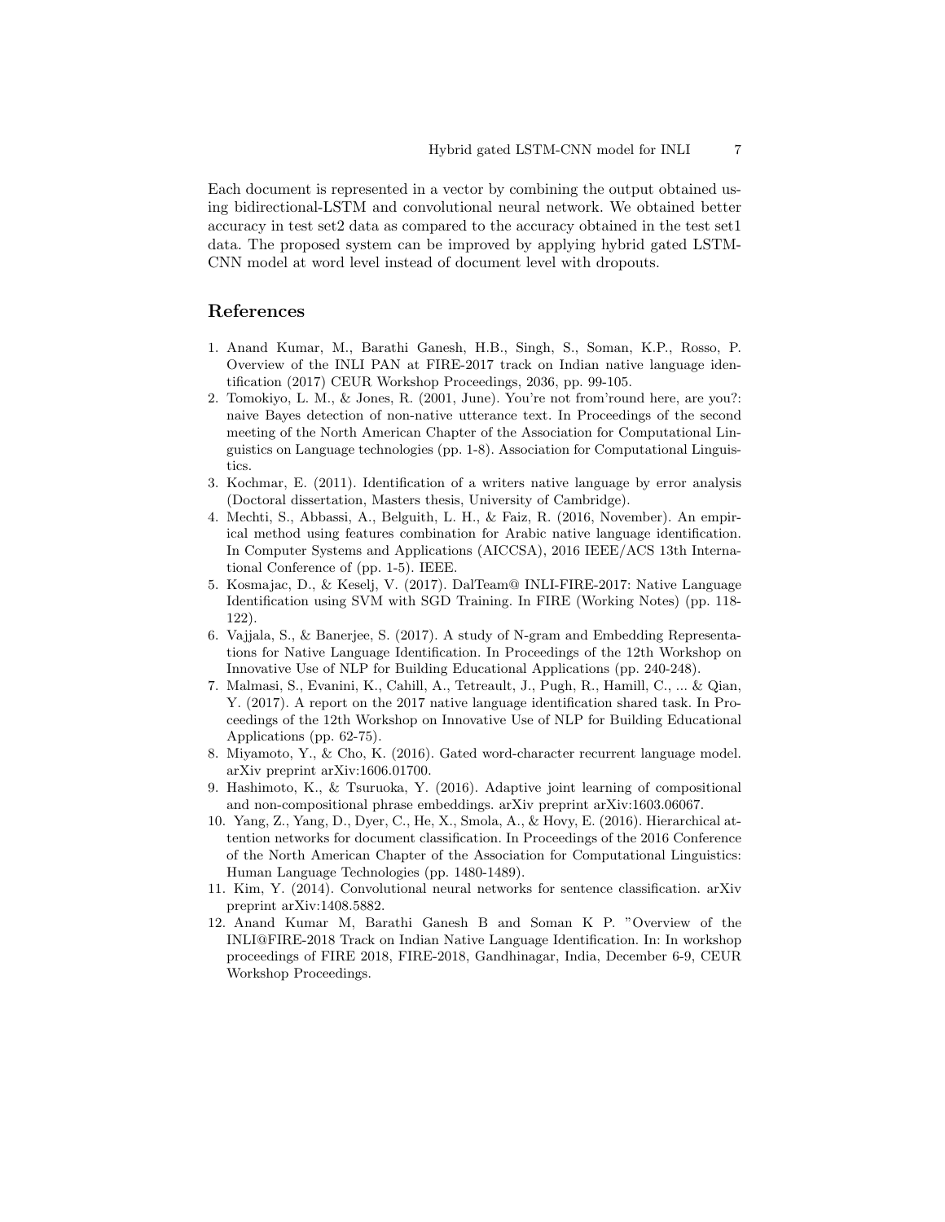Each document is represented in a vector by combining the output obtained using bidirectional-LSTM and convolutional neural network. We obtained better accuracy in test set2 data as compared to the accuracy obtained in the test set1 data. The proposed system can be improved by applying hybrid gated LSTM-CNN model at word level instead of document level with dropouts.

## References

1. Anand Kumar, M., Barathi Ganesh, H.B., Singh, S., Soman, K.P., Rosso, P. Overview of the INLI PAN at FIRE-2017 track on Indian native language identification (2017) CEUR Workshop Proceedings, 2036, pp. 99-105.
2. Tomokiyo, L. M., & Jones, R. (2001, June). You're not from'round here, are you?: naive Bayes detection of non-native utterance text. In Proceedings of the second meeting of the North American Chapter of the Association for Computational Linguistics on Language technologies (pp. 1-8). Association for Computational Linguistics.
3. Kochmar, E. (2011). Identification of a writers native language by error analysis (Doctoral dissertation, Masters thesis, University of Cambridge).
4. Mechti, S., Abbassi, A., Belguith, L. H., & Faiz, R. (2016, November). An empirical method using features combination for Arabic native language identification. In Computer Systems and Applications (AICCSA), 2016 IEEE/ACS 13th International Conference of (pp. 1-5). IEEE.
5. Kosmajac, D., & Keselj, V. (2017). DalTeam@ INLI-FIRE-2017: Native Language Identification using SVM with SGD Training. In FIRE (Working Notes) (pp. 118-122).
6. Vajjala, S., & Banerjee, S. (2017). A study of N-gram and Embedding Representations for Native Language Identification. In Proceedings of the 12th Workshop on Innovative Use of NLP for Building Educational Applications (pp. 240-248).
7. Malmasi, S., Evanini, K., Cahill, A., Tetreault, J., Pugh, R., Hamill, C., ... & Qian, Y. (2017). A report on the 2017 native language identification shared task. In Proceedings of the 12th Workshop on Innovative Use of NLP for Building Educational Applications (pp. 62-75).
8. Miyamoto, Y., & Cho, K. (2016). Gated word-character recurrent language model. arXiv preprint arXiv:1606.01700.
9. Hashimoto, K., & Tsuruoka, Y. (2016). Adaptive joint learning of compositional and non-compositional phrase embeddings. arXiv preprint arXiv:1603.06067.
10. Yang, Z., Yang, D., Dyer, C., He, X., Smola, A., & Hovy, E. (2016). Hierarchical attention networks for document classification. In Proceedings of the 2016 Conference of the North American Chapter of the Association for Computational Linguistics: Human Language Technologies (pp. 1480-1489).
11. Kim, Y. (2014). Convolutional neural networks for sentence classification. arXiv preprint arXiv:1408.5882.
12. Anand Kumar M, Barathi Ganesh B and Soman K P. "Overview of the INLI@FIRE-2018 Track on Indian Native Language Identification. In: In workshop proceedings of FIRE 2018, FIRE-2018, Gandhinagar, India, December 6-9, CEUR Workshop Proceedings.